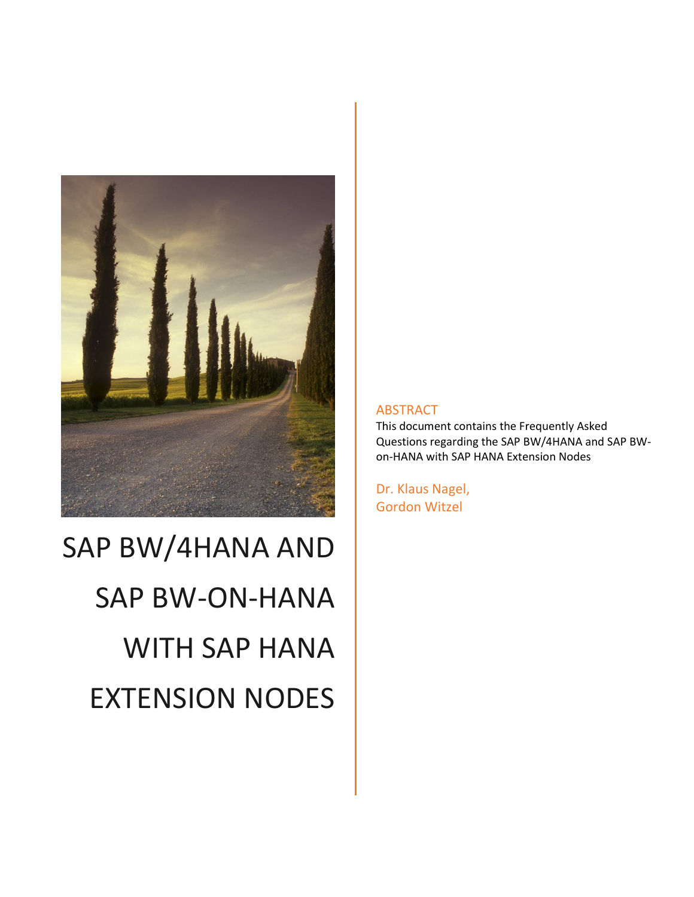# SAP BW/4HANA AND SAP BW-ON-HANA WITH SAP HANA EXTENSION NODES

## ABSTRACT

This document contains the Frequently Asked Questions regarding the SAP BW/4HANA and SAP BW-on-HANA with SAP HANA Extension Nodes

Dr. Klaus Nagel,
Gordon Witzel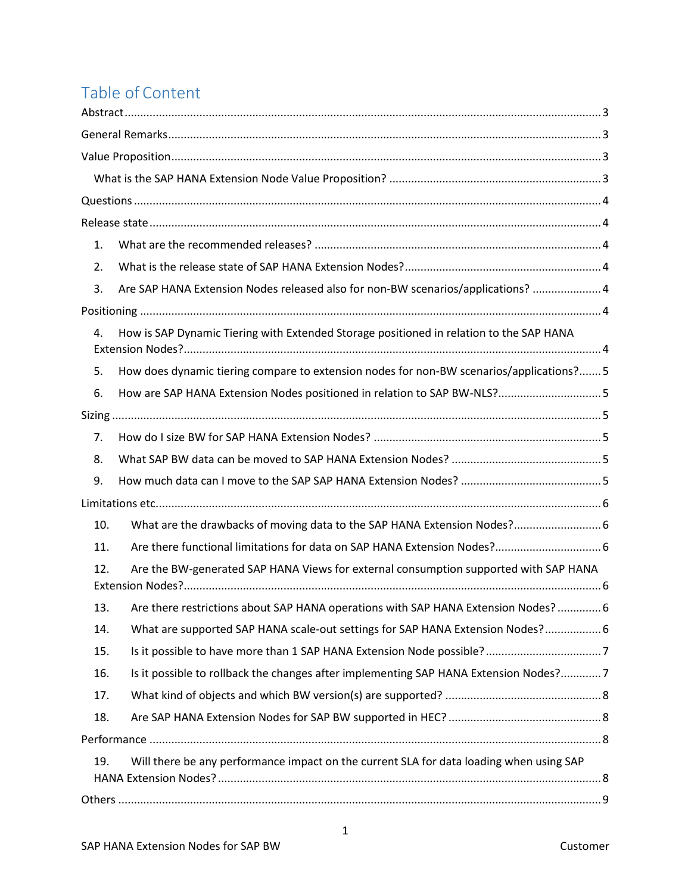# Table of Content

Abstract ..... 3

General Remarks ..... 3

Value Proposition ..... 3

- What is the SAP HANA Extension Node Value Proposition? ..... 3

Questions ..... 4

Release state ..... 4

1. What are the recommended releases? ..... 4
2. What is the release state of SAP HANA Extension Nodes? ..... 4
3. Are SAP HANA Extension Nodes released also for non-BW scenarios/applications? ..... 4

Positioning ..... 4

4. How is SAP Dynamic Tiering with Extended Storage positioned in relation to the SAP HANA Extension Nodes? ..... 4
5. How does dynamic tiering compare to extension nodes for non-BW scenarios/applications? ..... 5
6. How are SAP HANA Extension Nodes positioned in relation to SAP BW-NLS? ..... 5

Sizing ..... 5

7. How do I size BW for SAP HANA Extension Nodes? ..... 5
8. What SAP BW data can be moved to SAP HANA Extension Nodes? ..... 5
9. How much data can I move to the SAP SAP HANA Extension Nodes? ..... 5

Limitations etc. ..... 6

10. What are the drawbacks of moving data to the SAP HANA Extension Nodes? ..... 6
11. Are there functional limitations for data on SAP HANA Extension Nodes? ..... 6
12. Are the BW-generated SAP HANA Views for external consumption supported with SAP HANA Extension Nodes? ..... 6
13. Are there restrictions about SAP HANA operations with SAP HANA Extension Nodes? ..... 6
14. What are supported SAP HANA scale-out settings for SAP HANA Extension Nodes? ..... 6
15. Is it possible to have more than 1 SAP HANA Extension Node possible? ..... 7
16. Is it possible to rollback the changes after implementing SAP HANA Extension Nodes? ..... 7
17. What kind of objects and which BW version(s) are supported? ..... 8
18. Are SAP HANA Extension Nodes for SAP BW supported in HEC? ..... 8

Performance ..... 8

19. Will there be any performance impact on the current SLA for data loading when using SAP HANA Extension Nodes? ..... 8

Others ..... 9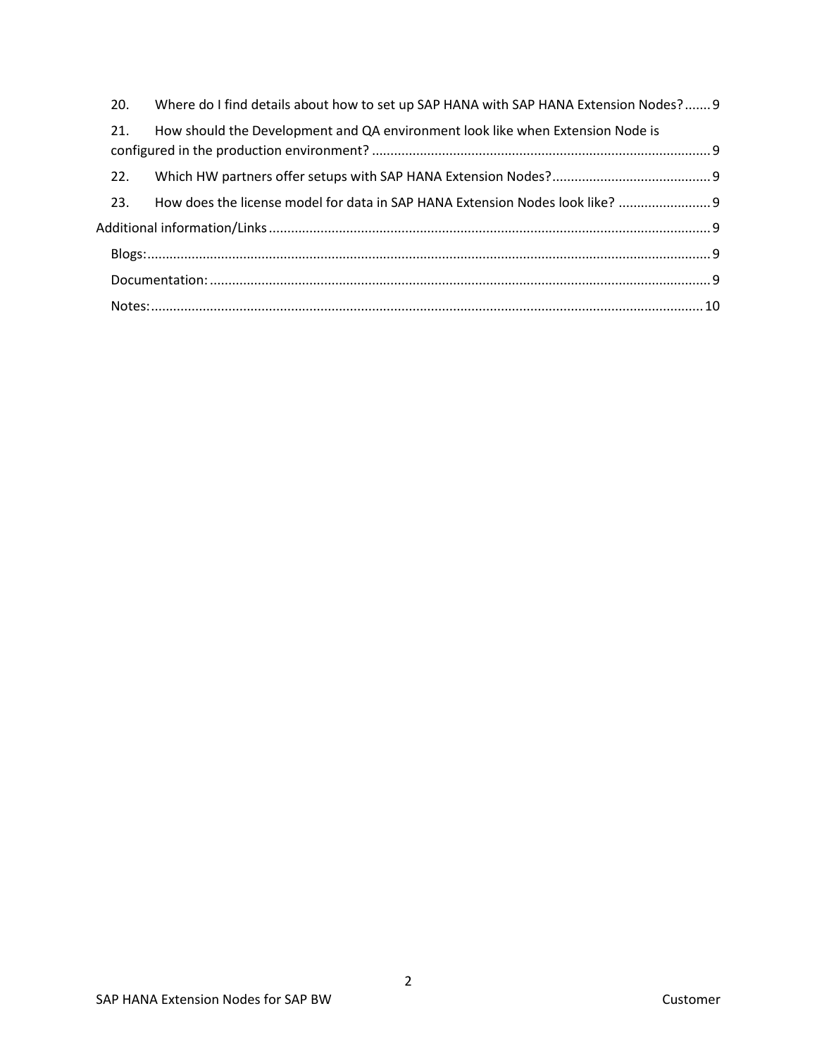20. Where do I find details about how to set up SAP HANA with SAP HANA Extension Nodes? ....... 9

21. How should the Development and QA environment look like when Extension Node is configured in the production environment? ....... 9

22. Which HW partners offer setups with SAP HANA Extension Nodes? ....... 9

23. How does the license model for data in SAP HANA Extension Nodes look like? ....... 9

Additional information/Links ....... 9

- Blogs: ....... 9
- Documentation: ....... 9
- Notes: ....... 10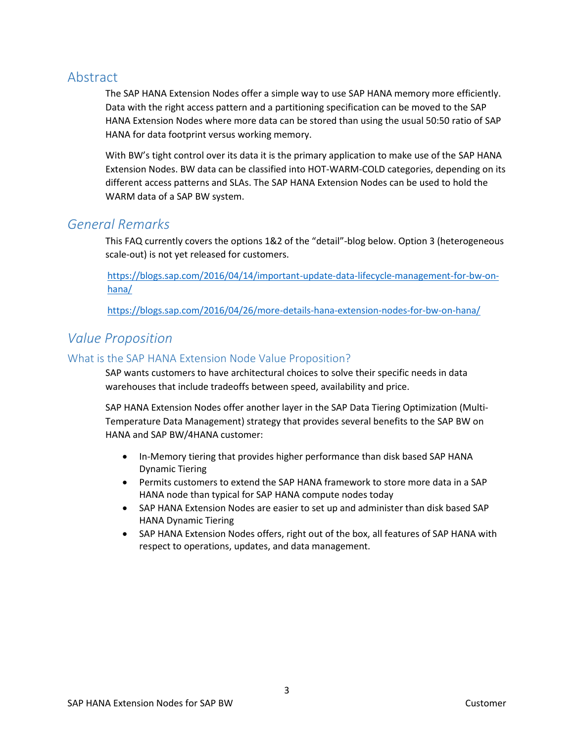# Abstract

The SAP HANA Extension Nodes offer a simple way to use SAP HANA memory more efficiently. Data with the right access pattern and a partitioning specification can be moved to the SAP HANA Extension Nodes where more data can be stored than using the usual 50:50 ratio of SAP HANA for data footprint versus working memory.

With BW's tight control over its data it is the primary application to make use of the SAP HANA Extension Nodes. BW data can be classified into HOT-WARM-COLD categories, depending on its different access patterns and SLAs. The SAP HANA Extension Nodes can be used to hold the WARM data of a SAP BW system.

# *General Remarks*

This FAQ currently covers the options 1&2 of the "detail"-blog below. Option 3 (heterogeneous scale-out) is not yet released for customers.

https://blogs.sap.com/2016/04/14/important-update-data-lifecycle-management-for-bw-on-hana/

https://blogs.sap.com/2016/04/26/more-details-hana-extension-nodes-for-bw-on-hana/

# *Value Proposition*

## What is the SAP HANA Extension Node Value Proposition?

SAP wants customers to have architectural choices to solve their specific needs in data warehouses that include tradeoffs between speed, availability and price.

SAP HANA Extension Nodes offer another layer in the SAP Data Tiering Optimization (Multi-Temperature Data Management) strategy that provides several benefits to the SAP BW on HANA and SAP BW/4HANA customer:

- In-Memory tiering that provides higher performance than disk based SAP HANA Dynamic Tiering
- Permits customers to extend the SAP HANA framework to store more data in a SAP HANA node than typical for SAP HANA compute nodes today
- SAP HANA Extension Nodes are easier to set up and administer than disk based SAP HANA Dynamic Tiering
- SAP HANA Extension Nodes offers, right out of the box, all features of SAP HANA with respect to operations, updates, and data management.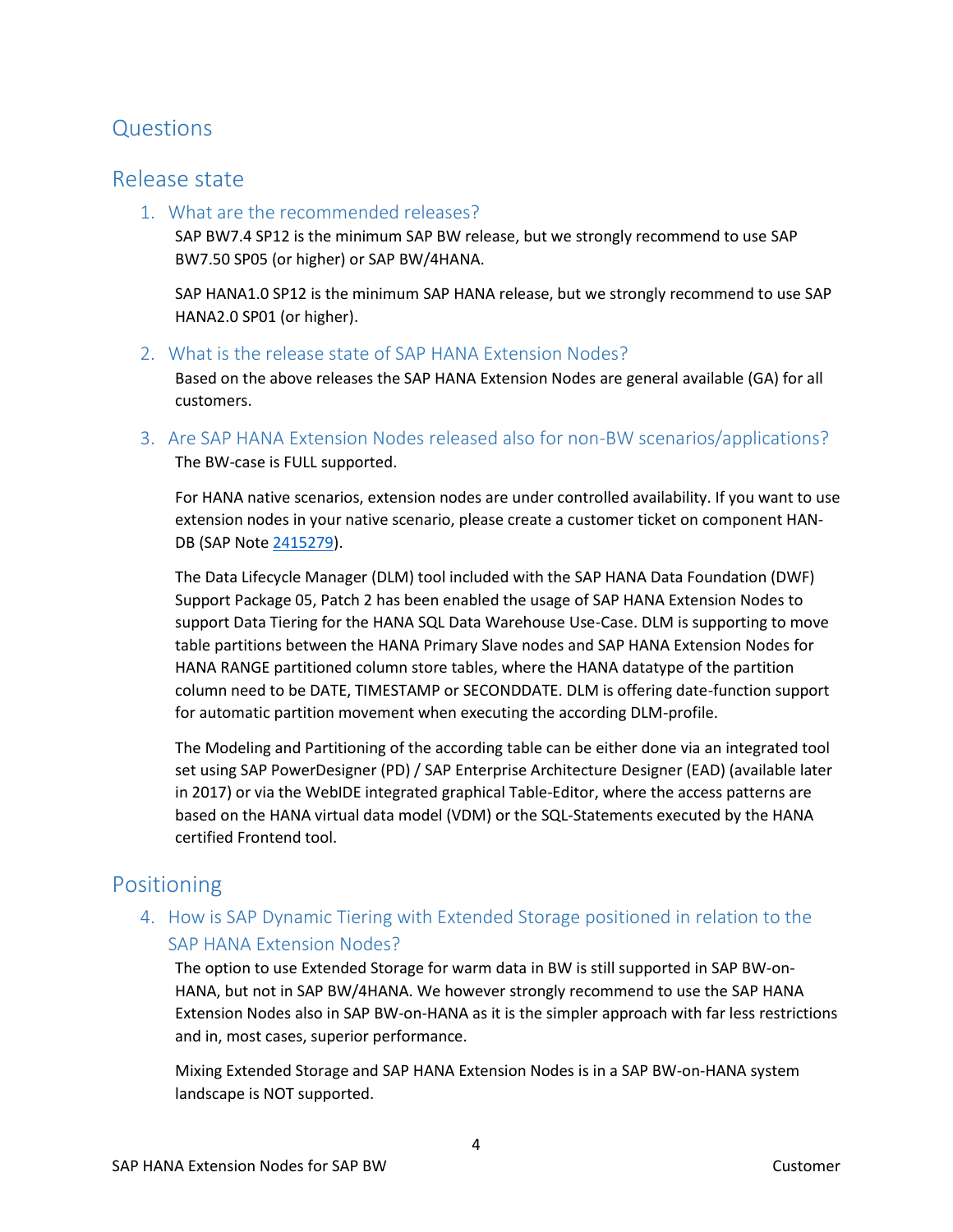# Questions

## Release state

### 1. What are the recommended releases?

SAP BW7.4 SP12 is the minimum SAP BW release, but we strongly recommend to use SAP BW7.50 SP05 (or higher) or SAP BW/4HANA.

SAP HANA1.0 SP12 is the minimum SAP HANA release, but we strongly recommend to use SAP HANA2.0 SP01 (or higher).

### 2. What is the release state of SAP HANA Extension Nodes?

Based on the above releases the SAP HANA Extension Nodes are general available (GA) for all customers.

### 3. Are SAP HANA Extension Nodes released also for non-BW scenarios/applications?

The BW-case is FULL supported.

For HANA native scenarios, extension nodes are under controlled availability. If you want to use extension nodes in your native scenario, please create a customer ticket on component HAN-DB (SAP Note 2415279).

The Data Lifecycle Manager (DLM) tool included with the SAP HANA Data Foundation (DWF) Support Package 05, Patch 2 has been enabled the usage of SAP HANA Extension Nodes to support Data Tiering for the HANA SQL Data Warehouse Use-Case. DLM is supporting to move table partitions between the HANA Primary Slave nodes and SAP HANA Extension Nodes for HANA RANGE partitioned column store tables, where the HANA datatype of the partition column need to be DATE, TIMESTAMP or SECONDDATE. DLM is offering date-function support for automatic partition movement when executing the according DLM-profile.

The Modeling and Partitioning of the according table can be either done via an integrated tool set using SAP PowerDesigner (PD) / SAP Enterprise Architecture Designer (EAD) (available later in 2017) or via the WebIDE integrated graphical Table-Editor, where the access patterns are based on the HANA virtual data model (VDM) or the SQL-Statements executed by the HANA certified Frontend tool.

## Positioning

### 4. How is SAP Dynamic Tiering with Extended Storage positioned in relation to the SAP HANA Extension Nodes?

The option to use Extended Storage for warm data in BW is still supported in SAP BW-on-HANA, but not in SAP BW/4HANA. We however strongly recommend to use the SAP HANA Extension Nodes also in SAP BW-on-HANA as it is the simpler approach with far less restrictions and in, most cases, superior performance.

Mixing Extended Storage and SAP HANA Extension Nodes is in a SAP BW-on-HANA system landscape is NOT supported.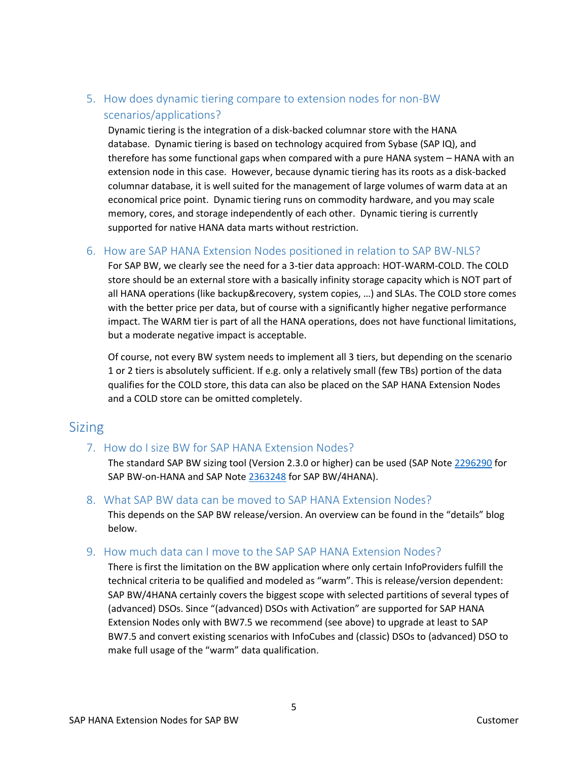### 5. How does dynamic tiering compare to extension nodes for non-BW scenarios/applications?

Dynamic tiering is the integration of a disk-backed columnar store with the HANA database. Dynamic tiering is based on technology acquired from Sybase (SAP IQ), and therefore has some functional gaps when compared with a pure HANA system – HANA with an extension node in this case. However, because dynamic tiering has its roots as a disk-backed columnar database, it is well suited for the management of large volumes of warm data at an economical price point. Dynamic tiering runs on commodity hardware, and you may scale memory, cores, and storage independently of each other. Dynamic tiering is currently supported for native HANA data marts without restriction.

### 6. How are SAP HANA Extension Nodes positioned in relation to SAP BW-NLS?

For SAP BW, we clearly see the need for a 3-tier data approach: HOT-WARM-COLD. The COLD store should be an external store with a basically infinity storage capacity which is NOT part of all HANA operations (like backup&recovery, system copies, …) and SLAs. The COLD store comes with the better price per data, but of course with a significantly higher negative performance impact. The WARM tier is part of all the HANA operations, does not have functional limitations, but a moderate negative impact is acceptable.

Of course, not every BW system needs to implement all 3 tiers, but depending on the scenario 1 or 2 tiers is absolutely sufficient. If e.g. only a relatively small (few TBs) portion of the data qualifies for the COLD store, this data can also be placed on the SAP HANA Extension Nodes and a COLD store can be omitted completely.

## Sizing

### 7. How do I size BW for SAP HANA Extension Nodes?

The standard SAP BW sizing tool (Version 2.3.0 or higher) can be used (SAP Note 2296290 for SAP BW-on-HANA and SAP Note 2363248 for SAP BW/4HANA).

### 8. What SAP BW data can be moved to SAP HANA Extension Nodes?

This depends on the SAP BW release/version. An overview can be found in the “details” blog below.

### 9. How much data can I move to the SAP SAP HANA Extension Nodes?

There is first the limitation on the BW application where only certain InfoProviders fulfill the technical criteria to be qualified and modeled as “warm”. This is release/version dependent: SAP BW/4HANA certainly covers the biggest scope with selected partitions of several types of (advanced) DSOs. Since “(advanced) DSOs with Activation” are supported for SAP HANA Extension Nodes only with BW7.5 we recommend (see above) to upgrade at least to SAP BW7.5 and convert existing scenarios with InfoCubes and (classic) DSOs to (advanced) DSO to make full usage of the “warm” data qualification.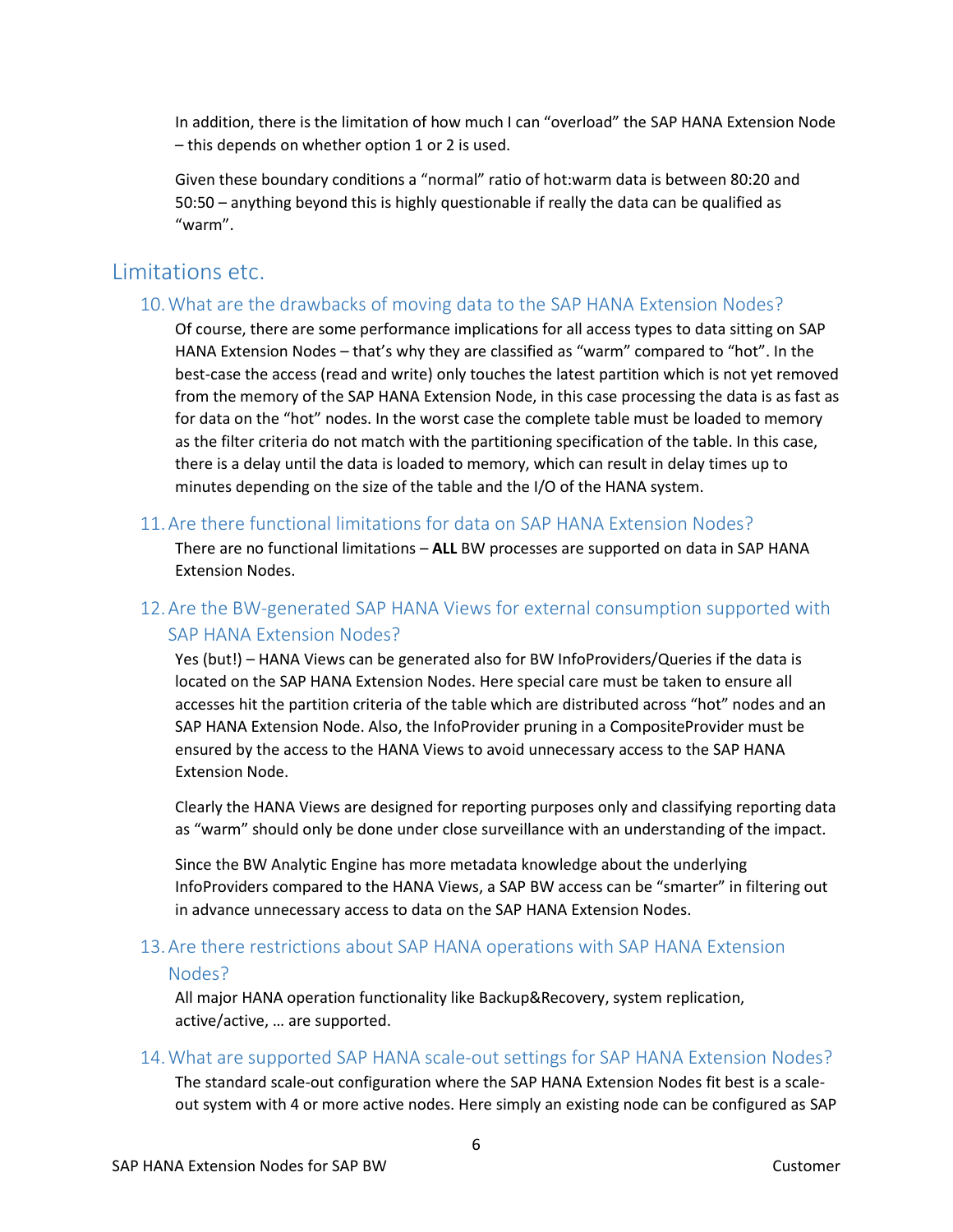In addition, there is the limitation of how much I can "overload" the SAP HANA Extension Node – this depends on whether option 1 or 2 is used.

Given these boundary conditions a "normal" ratio of hot:warm data is between 80:20 and 50:50 – anything beyond this is highly questionable if really the data can be qualified as "warm".

## Limitations etc.

### 10. What are the drawbacks of moving data to the SAP HANA Extension Nodes?

Of course, there are some performance implications for all access types to data sitting on SAP HANA Extension Nodes – that's why they are classified as "warm" compared to "hot". In the best-case the access (read and write) only touches the latest partition which is not yet removed from the memory of the SAP HANA Extension Node, in this case processing the data is as fast as for data on the "hot" nodes. In the worst case the complete table must be loaded to memory as the filter criteria do not match with the partitioning specification of the table. In this case, there is a delay until the data is loaded to memory, which can result in delay times up to minutes depending on the size of the table and the I/O of the HANA system.

### 11. Are there functional limitations for data on SAP HANA Extension Nodes?

There are no functional limitations – **ALL** BW processes are supported on data in SAP HANA Extension Nodes.

### 12. Are the BW-generated SAP HANA Views for external consumption supported with SAP HANA Extension Nodes?

Yes (but!) – HANA Views can be generated also for BW InfoProviders/Queries if the data is located on the SAP HANA Extension Nodes. Here special care must be taken to ensure all accesses hit the partition criteria of the table which are distributed across "hot" nodes and an SAP HANA Extension Node. Also, the InfoProvider pruning in a CompositeProvider must be ensured by the access to the HANA Views to avoid unnecessary access to the SAP HANA Extension Node.

Clearly the HANA Views are designed for reporting purposes only and classifying reporting data as "warm" should only be done under close surveillance with an understanding of the impact.

Since the BW Analytic Engine has more metadata knowledge about the underlying InfoProviders compared to the HANA Views, a SAP BW access can be "smarter" in filtering out in advance unnecessary access to data on the SAP HANA Extension Nodes.

### 13. Are there restrictions about SAP HANA operations with SAP HANA Extension Nodes?

All major HANA operation functionality like Backup&Recovery, system replication, active/active, … are supported.

### 14. What are supported SAP HANA scale-out settings for SAP HANA Extension Nodes?

The standard scale-out configuration where the SAP HANA Extension Nodes fit best is a scale-out system with 4 or more active nodes. Here simply an existing node can be configured as SAP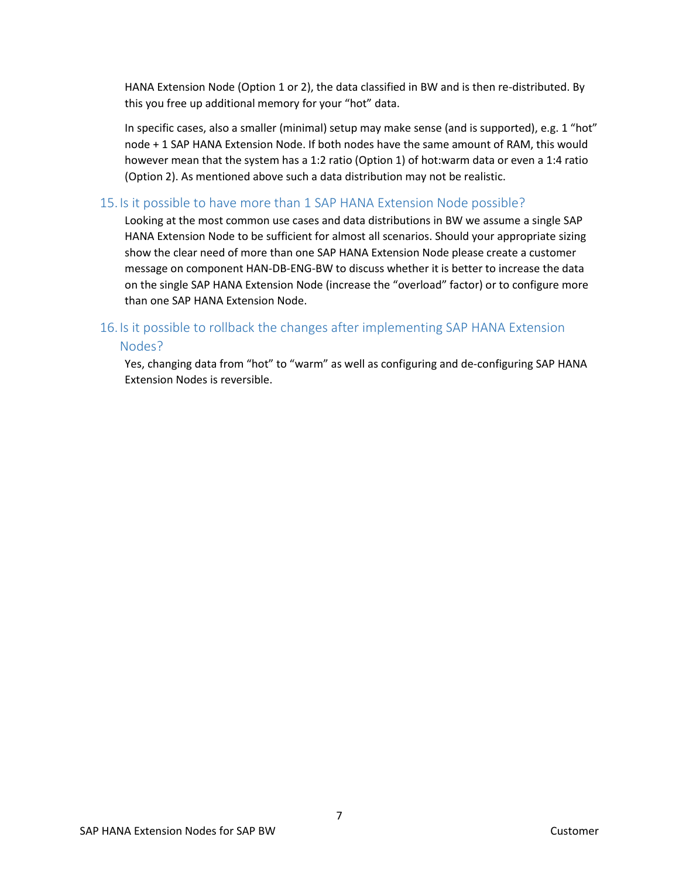HANA Extension Node (Option 1 or 2), the data classified in BW and is then re-distributed. By this you free up additional memory for your “hot” data.

In specific cases, also a smaller (minimal) setup may make sense (and is supported), e.g. 1 “hot” node + 1 SAP HANA Extension Node. If both nodes have the same amount of RAM, this would however mean that the system has a 1:2 ratio (Option 1) of hot:warm data or even a 1:4 ratio (Option 2). As mentioned above such a data distribution may not be realistic.

## 15. Is it possible to have more than 1 SAP HANA Extension Node possible?

Looking at the most common use cases and data distributions in BW we assume a single SAP HANA Extension Node to be sufficient for almost all scenarios. Should your appropriate sizing show the clear need of more than one SAP HANA Extension Node please create a customer message on component HAN-DB-ENG-BW to discuss whether it is better to increase the data on the single SAP HANA Extension Node (increase the “overload” factor) or to configure more than one SAP HANA Extension Node.

## 16. Is it possible to rollback the changes after implementing SAP HANA Extension Nodes?

Yes, changing data from “hot” to “warm” as well as configuring and de-configuring SAP HANA Extension Nodes is reversible.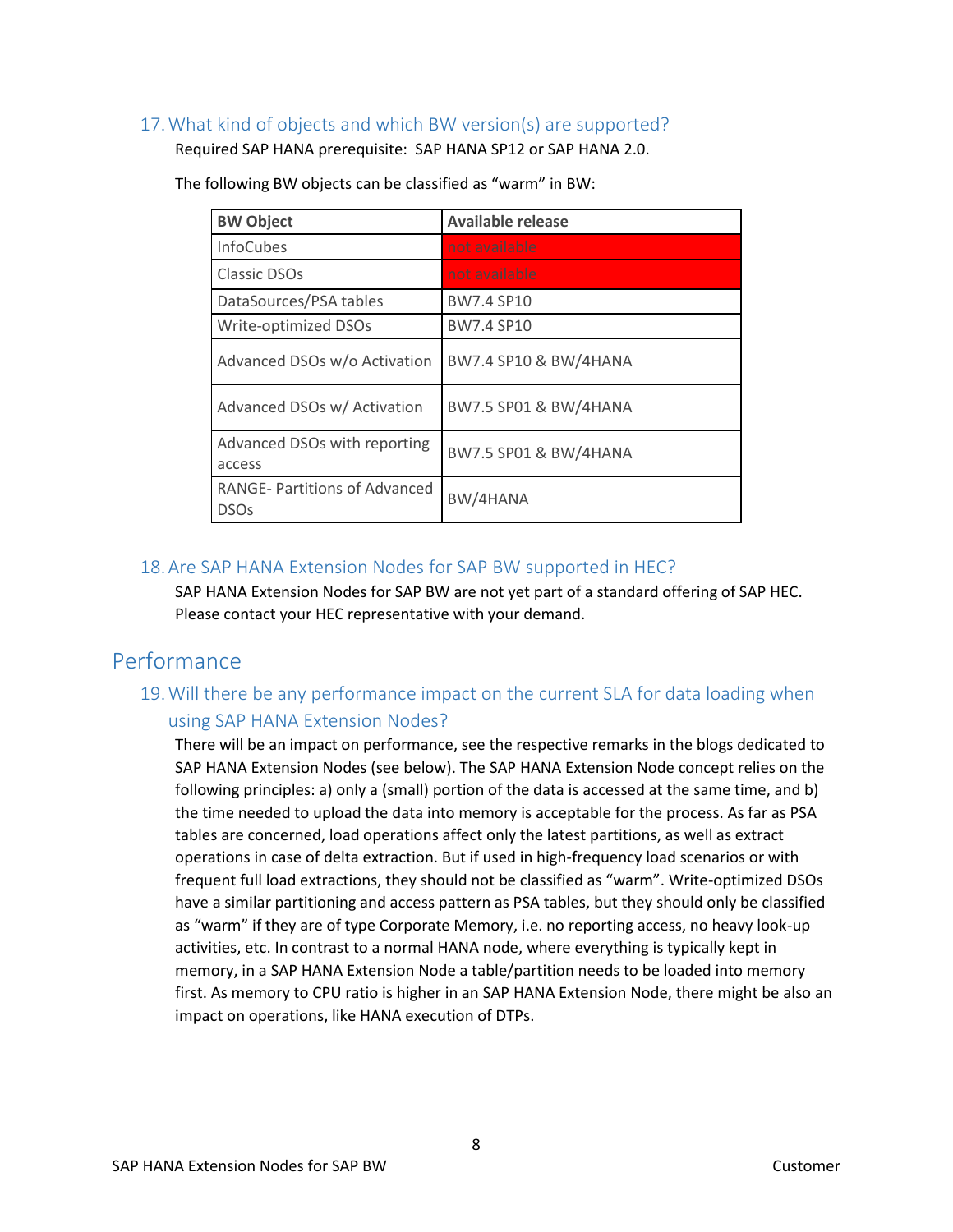### 17. What kind of objects and which BW version(s) are supported?

Required SAP HANA prerequisite: SAP HANA SP12 or SAP HANA 2.0.

The following BW objects can be classified as "warm" in BW:

| BW Object | Available release |
|---|---|
| InfoCubes | not available |
| Classic DSOs | not available |
| DataSources/PSA tables | BW7.4 SP10 |
| Write-optimized DSOs | BW7.4 SP10 |
| Advanced DSOs w/o Activation | BW7.4 SP10 & BW/4HANA |
| Advanced DSOs w/ Activation | BW7.5 SP01 & BW/4HANA |
| Advanced DSOs with reporting access | BW7.5 SP01 & BW/4HANA |
| RANGE- Partitions of Advanced DSOs | BW/4HANA |

### 18. Are SAP HANA Extension Nodes for SAP BW supported in HEC?

SAP HANA Extension Nodes for SAP BW are not yet part of a standard offering of SAP HEC. Please contact your HEC representative with your demand.

## Performance

### 19. Will there be any performance impact on the current SLA for data loading when using SAP HANA Extension Nodes?

There will be an impact on performance, see the respective remarks in the blogs dedicated to SAP HANA Extension Nodes (see below). The SAP HANA Extension Node concept relies on the following principles: a) only a (small) portion of the data is accessed at the same time, and b) the time needed to upload the data into memory is acceptable for the process. As far as PSA tables are concerned, load operations affect only the latest partitions, as well as extract operations in case of delta extraction. But if used in high-frequency load scenarios or with frequent full load extractions, they should not be classified as "warm". Write-optimized DSOs have a similar partitioning and access pattern as PSA tables, but they should only be classified as "warm" if they are of type Corporate Memory, i.e. no reporting access, no heavy look-up activities, etc. In contrast to a normal HANA node, where everything is typically kept in memory, in a SAP HANA Extension Node a table/partition needs to be loaded into memory first. As memory to CPU ratio is higher in an SAP HANA Extension Node, there might be also an impact on operations, like HANA execution of DTPs.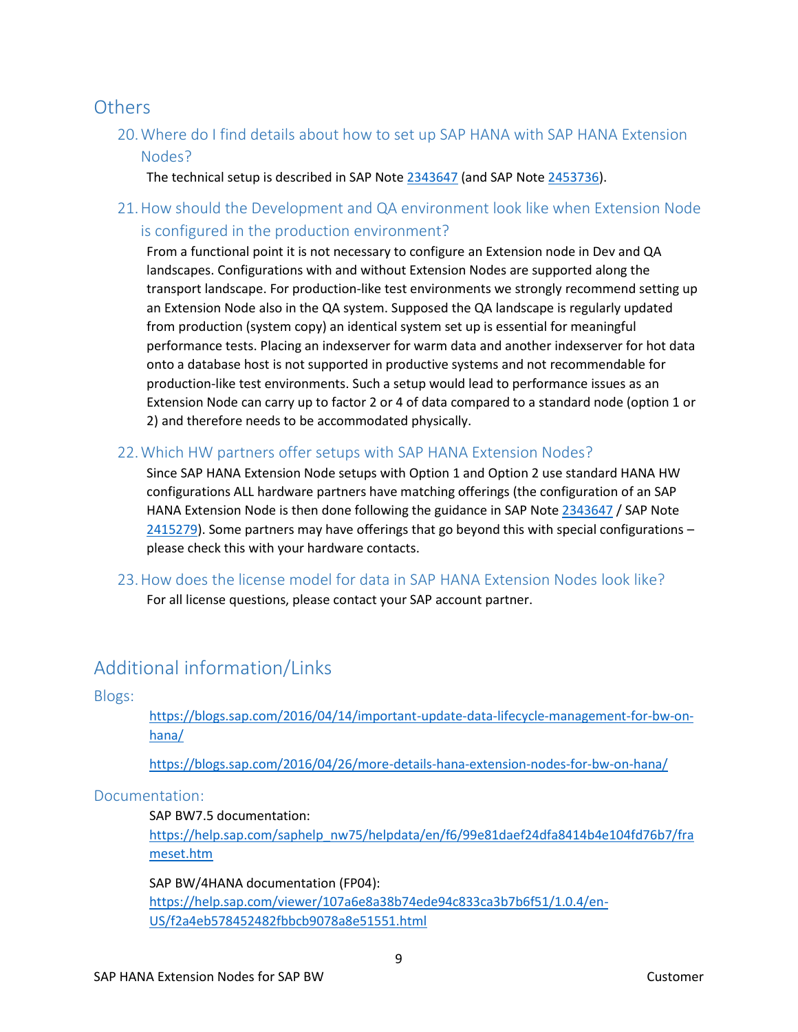## Others

### 20. Where do I find details about how to set up SAP HANA with SAP HANA Extension Nodes?

The technical setup is described in SAP Note 2343647 (and SAP Note 2453736).

### 21. How should the Development and QA environment look like when Extension Node is configured in the production environment?

From a functional point it is not necessary to configure an Extension node in Dev and QA landscapes. Configurations with and without Extension Nodes are supported along the transport landscape. For production-like test environments we strongly recommend setting up an Extension Node also in the QA system. Supposed the QA landscape is regularly updated from production (system copy) an identical system set up is essential for meaningful performance tests. Placing an indexserver for warm data and another indexserver for hot data onto a database host is not supported in productive systems and not recommendable for production-like test environments. Such a setup would lead to performance issues as an Extension Node can carry up to factor 2 or 4 of data compared to a standard node (option 1 or 2) and therefore needs to be accommodated physically.

### 22. Which HW partners offer setups with SAP HANA Extension Nodes?

Since SAP HANA Extension Node setups with Option 1 and Option 2 use standard HANA HW configurations ALL hardware partners have matching offerings (the configuration of an SAP HANA Extension Node is then done following the guidance in SAP Note 2343647 / SAP Note 2415279). Some partners may have offerings that go beyond this with special configurations – please check this with your hardware contacts.

### 23. How does the license model for data in SAP HANA Extension Nodes look like?

For all license questions, please contact your SAP account partner.

## Additional information/Links

### Blogs:

https://blogs.sap.com/2016/04/14/important-update-data-lifecycle-management-for-bw-on-hana/

https://blogs.sap.com/2016/04/26/more-details-hana-extension-nodes-for-bw-on-hana/

### Documentation:

SAP BW7.5 documentation:
https://help.sap.com/saphelp_nw75/helpdata/en/f6/99e81daef24dfa8414b4e104fd76b7/frameset.htm

SAP BW/4HANA documentation (FP04):
https://help.sap.com/viewer/107a6e8a38b74ede94c833ca3b7b6f51/1.0.4/en-US/f2a4eb578452482fbbcb9078a8e51551.html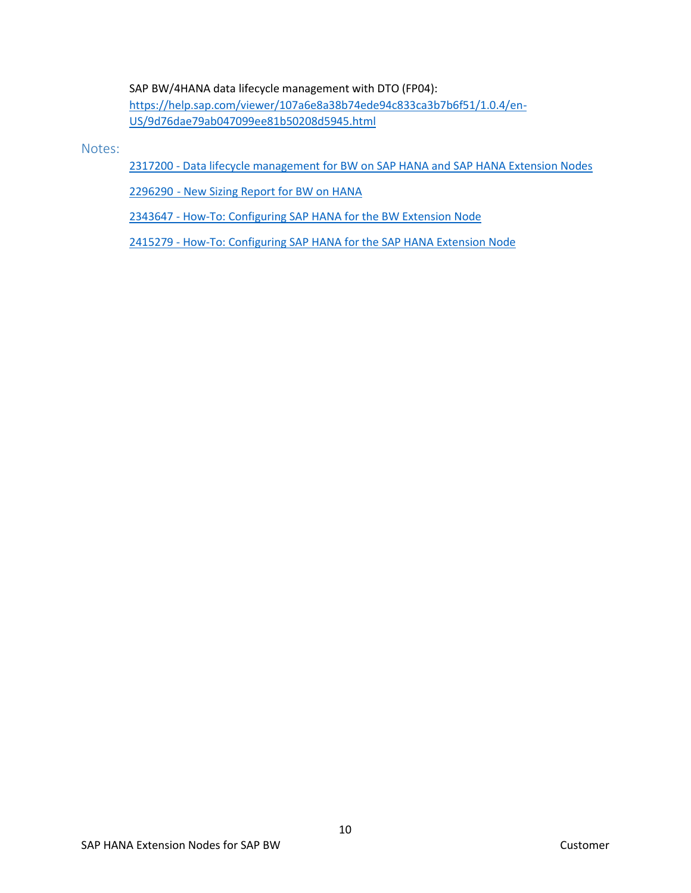SAP BW/4HANA data lifecycle management with DTO (FP04):
[https://help.sap.com/viewer/107a6e8a38b74ede94c833ca3b7b6f51/1.0.4/en-US/9d76dae79ab047099ee81b50208d5945.html](https://help.sap.com/viewer/107a6e8a38b74ede94c833ca3b7b6f51/1.0.4/en-US/9d76dae79ab047099ee81b50208d5945.html)

## Notes:

2317200 - Data lifecycle management for BW on SAP HANA and SAP HANA Extension Nodes

2296290 - New Sizing Report for BW on HANA

2343647 - How-To: Configuring SAP HANA for the BW Extension Node

2415279 - How-To: Configuring SAP HANA for the SAP HANA Extension Node